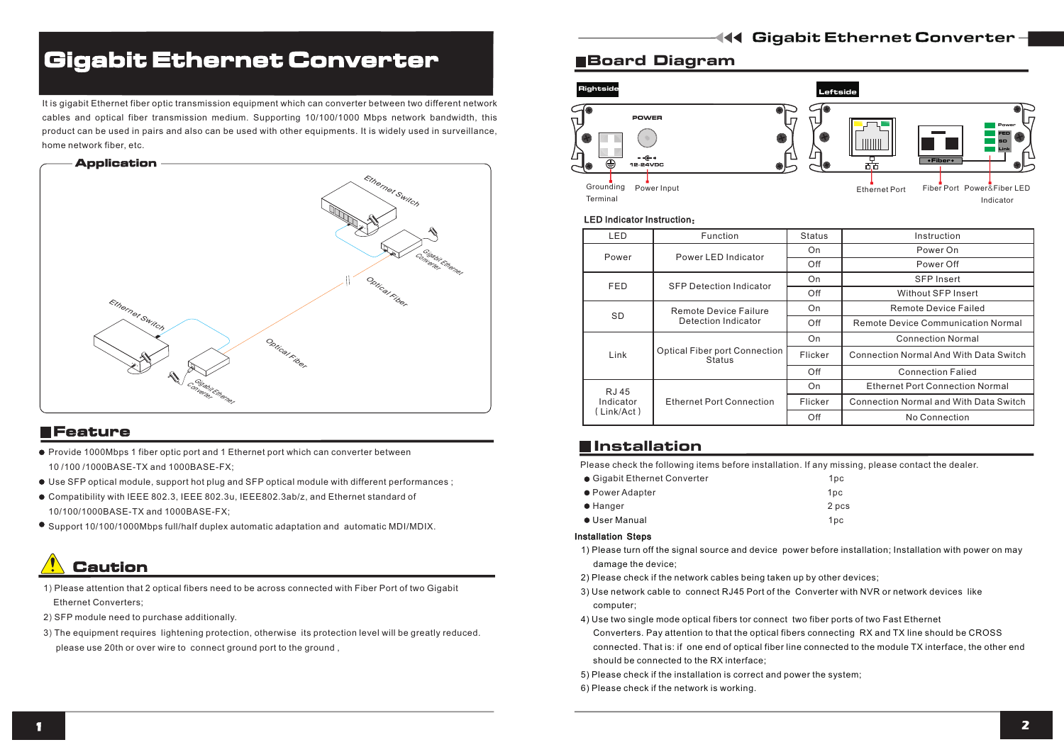# Gigabit Ethernet Converter

It is gigabit Ethernet fiber optic transmission equipment which can converter between two different network cables and optical fiber transmission medium. Supporting 10/100/1000 Mbps network bandwidth, this product can be used in pairs and also can be used with other equipments. It is widely used in surveillance, home network fiber, etc.

## Application

Ethernet Switch

Gigabit Ethernet Converter

Optical Fiber

Ethernet Switch

Optical Fiber

Gigabit Ethernet Converter

## Feature

- Provide 1000Mbps 1 fiber optic port and 1 Ethernet port which can converter between 10 /100 /1000BASE-TX and 1000BASE-FX;
- Use SFP optical module, support hot plug and SFP optical module with different performances ;
- Compatibility with IEEE 802.3, IEEE 802.3u, IEEE802.3ab/z, and Ethernet standard of 10/100/1000BASE-TX and 1000BASE-FX;
- Support 10/100/1000Mbps full/half duplex automatic adaptation and automatic MDI/MDIX.

## Caution

1) Please attention that 2 optical fibers need to be across connected with Fiber Port of two Gigabit Ethernet Converters;
2) SFP module need to purchase additionally.
3) The equipment requires lightening protection, otherwise its protection level will be greatly reduced. please use 20th or over wire to connect ground port to the ground ,

## Board Diagram

**Rightside**

POWER

12-24VDC

Grounding Terminal | Power Input

**Leftside**

Power | FED | SD | Link

Ethernet Port | Fiber Port | Power&Fiber LED Indicator

**LED Indicator Instruction:**

| LED | Function | Status | Instruction |
|---|---|---|---|
| Power | Power LED Indicator | On | Power On |
| | | Off | Power Off |
| FED | SFP Detection Indicator | On | SFP Insert |
| | | Off | Without SFP Insert |
| SD | Remote Device Failure Detection Indicator | On | Remote Device Failed |
| | | Off | Remote Device Communication Normal |
| Link | Optical Fiber port Connection Status | On | Connection Normal |
| | | Flicker | Connection Normal And With Data Switch |
| | | Off | Connection Falied |
| RJ 45 Indicator ( Link/Act ) | Ethernet Port Connection | On | Ethernet Port Connection Normal |
| | | Flicker | Connection Normal and With Data Switch |
| | | Off | No Connection |

## Installation

Please check the following items before installation. If any missing, please contact the dealer.

- Gigabit Ethernet Converter 1pc
- Power Adapter 1pc
- Hanger 2 pcs
- User Manual 1pc

**Installation Steps**

1) Please turn off the signal source and device power before installation; Installation with power on may damage the device;
2) Please check if the network cables being taken up by other devices;
3) Use network cable to connect RJ45 Port of the Converter with NVR or network devices like computer;
4) Use two single mode optical fibers tor connect two fiber ports of two Fast Ethernet Converters. Pay attention to that the optical fibers connecting RX and TX line should be CROSS connected. That is: if one end of optical fiber line connected to the module TX interface, the other end should be connected to the RX interface;
5) Please check if the installation is correct and power the system;
6) Please check if the network is working.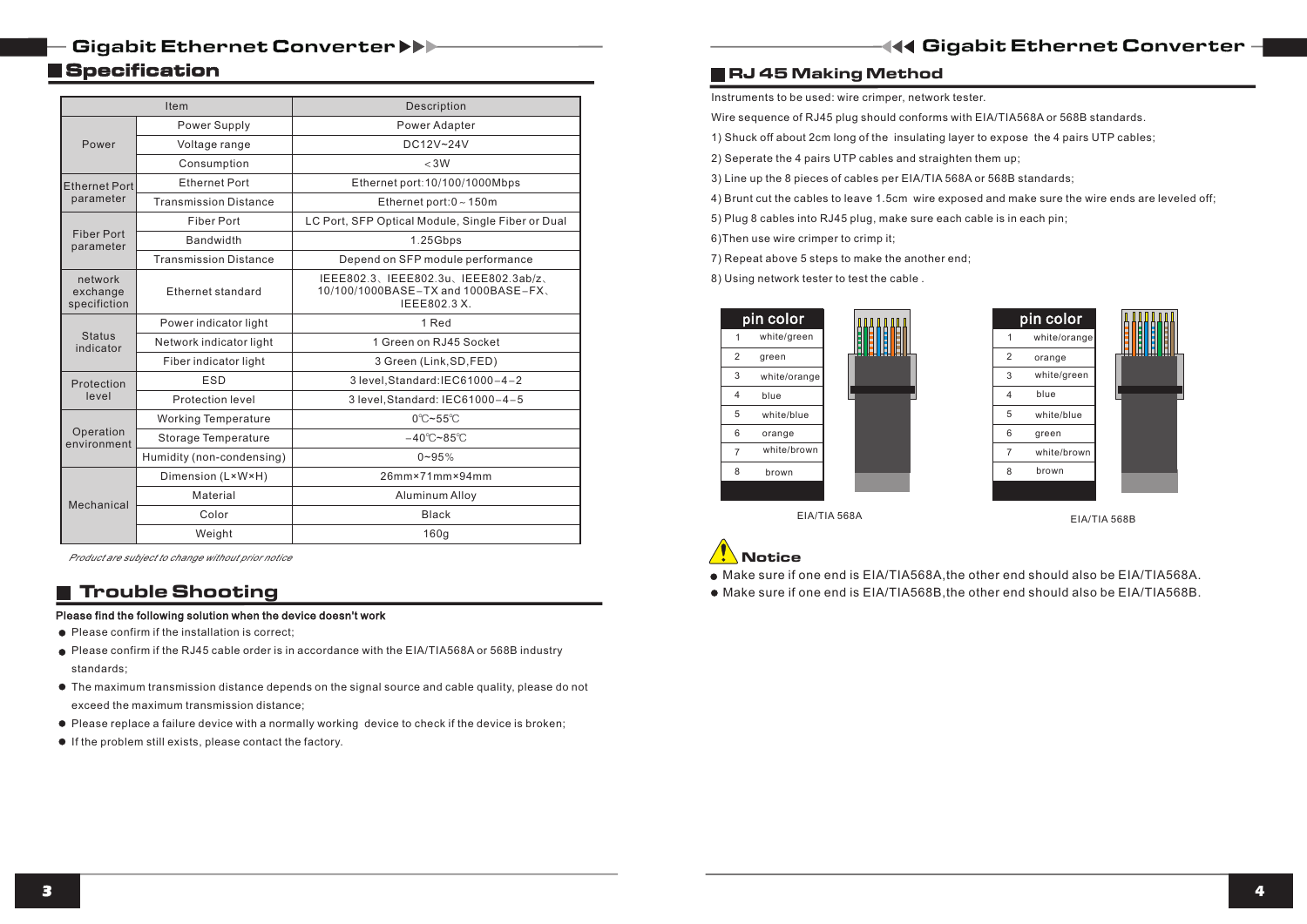## Specification

| Item | | Description |
| --- | --- | --- |
| Power | Power Supply | Power Adapter |
| | Voltage range | DC12V~24V |
| | Consumption | ＜3W |
| Ethernet Port parameter | Ethernet Port | Ethernet port:10/100/1000Mbps |
| | Transmission Distance | Ethernet port:0～150m |
| Fiber Port parameter | Fiber Port | LC Port, SFP Optical Module, Single Fiber or Dual |
| | Bandwidth | 1.25Gbps |
| | Transmission Distance | Depend on SFP module performance |
| network exchange specifiction | Ethernet standard | IEEE802.3、IEEE802.3u、IEEE802.3ab/z、10/100/1000BASE-TX and 1000BASE-FX、IEEE802.3 X. |
| Status indicator | Power indicator light | 1 Red |
| | Network indicator light | 1 Green on RJ45 Socket |
| | Fiber indicator light | 3 Green (Link,SD,FED) |
| Protection level | ESD | 3 level,Standard:IEC61000-4-2 |
| | Protection level | 3 level,Standard: IEC61000-4-5 |
| Operation environment | Working Temperature | 0℃~55℃ |
| | Storage Temperature | -40℃~85℃ |
| | Humidity (non-condensing) | 0~95% |
| Mechanical | Dimension (L×W×H) | 26mm×71mm×94mm |
| | Material | Aluminum Alloy |
| | Color | Black |
| | Weight | 160g |

*Product are subject to change without prior notice*

## Trouble Shooting

**Please find the following solution when the device doesn't work**

- Please confirm if the installation is correct;
- Please confirm if the RJ45 cable order is in accordance with the EIA/TIA568A or 568B industry standards;
- The maximum transmission distance depends on the signal source and cable quality, please do not exceed the maximum transmission distance;
- Please replace a failure device with a normally working device to check if the device is broken;
- If the problem still exists, please contact the factory.

## RJ 45 Making Method

Instruments to be used: wire crimper, network tester.

Wire sequence of RJ45 plug should conforms with EIA/TIA568A or 568B standards.

1) Shuck off about 2cm long of the insulating layer to expose the 4 pairs UTP cables;

2) Seperate the 4 pairs UTP cables and straighten them up;

3) Line up the 8 pieces of cables per EIA/TIA 568A or 568B standards;

4) Brunt cut the cables to leave 1.5cm wire exposed and make sure the wire ends are leveled off;

5) Plug 8 cables into RJ45 plug, make sure each cable is in each pin;

6)Then use wire crimper to crimp it;

7) Repeat above 5 steps to make the another end;

8) Using network tester to test the cable .

| pin | color |
| --- | --- |
| 1 | white/green |
| 2 | green |
| 3 | white/orange |
| 4 | blue |
| 5 | white/blue |
| 6 | orange |
| 7 | white/brown |
| 8 | brown |

EIA/TIA 568A

| pin | color |
| --- | --- |
| 1 | white/orange |
| 2 | orange |
| 3 | white/green |
| 4 | blue |
| 5 | white/blue |
| 6 | green |
| 7 | white/brown |
| 8 | brown |

EIA/TIA 568B

### Notice

- Make sure if one end is EIA/TIA568A,the other end should also be EIA/TIA568A.
- Make sure if one end is EIA/TIA568B,the other end should also be EIA/TIA568B.